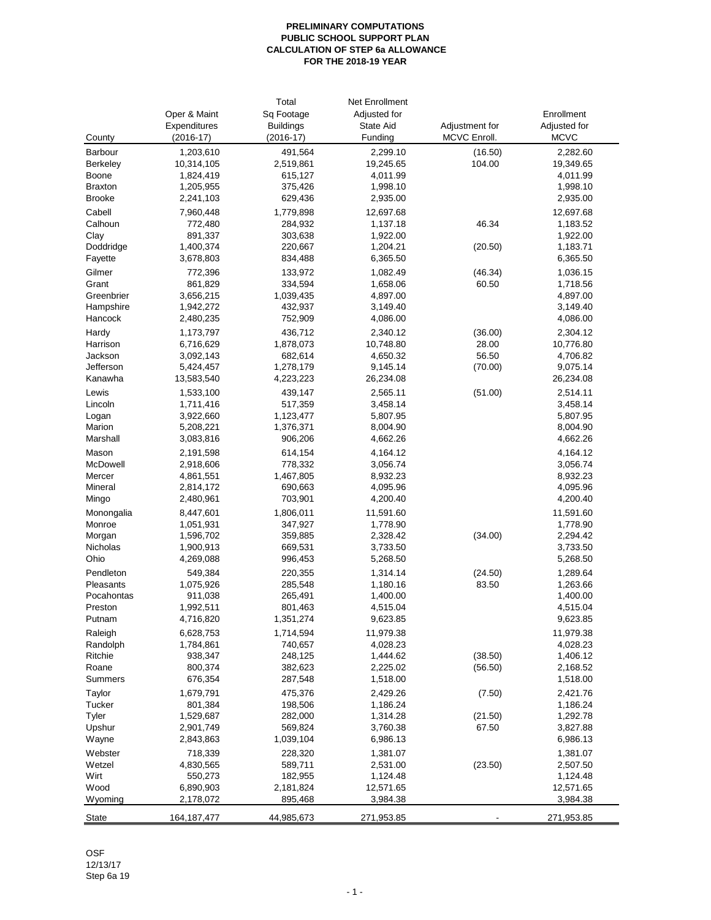**PRELIMINARY COMPUTATIONS**
**PUBLIC SCHOOL SUPPORT PLAN**
**CALCULATION OF STEP 6a ALLOWANCE**
**FOR THE 2018-19 YEAR**

| County | Oper & Maint Expenditures (2016-17) | Total Sq Footage Buildings (2016-17) | Net Enrollment Adjusted for State Aid Funding | Adjustment for MCVC Enroll. | Enrollment Adjusted for MCVC |
|---|---|---|---|---|---|
| Barbour | 1,203,610 | 491,564 | 2,299.10 | (16.50) | 2,282.60 |
| Berkeley | 10,314,105 | 2,519,861 | 19,245.65 | 104.00 | 19,349.65 |
| Boone | 1,824,419 | 615,127 | 4,011.99 | | 4,011.99 |
| Braxton | 1,205,955 | 375,426 | 1,998.10 | | 1,998.10 |
| Brooke | 2,241,103 | 629,436 | 2,935.00 | | 2,935.00 |
| Cabell | 7,960,448 | 1,779,898 | 12,697.68 | | 12,697.68 |
| Calhoun | 772,480 | 284,932 | 1,137.18 | 46.34 | 1,183.52 |
| Clay | 891,337 | 303,638 | 1,922.00 | | 1,922.00 |
| Doddridge | 1,400,374 | 220,667 | 1,204.21 | (20.50) | 1,183.71 |
| Fayette | 3,678,803 | 834,488 | 6,365.50 | | 6,365.50 |
| Gilmer | 772,396 | 133,972 | 1,082.49 | (46.34) | 1,036.15 |
| Grant | 861,829 | 334,594 | 1,658.06 | 60.50 | 1,718.56 |
| Greenbrier | 3,656,215 | 1,039,435 | 4,897.00 | | 4,897.00 |
| Hampshire | 1,942,272 | 432,937 | 3,149.40 | | 3,149.40 |
| Hancock | 2,480,235 | 752,909 | 4,086.00 | | 4,086.00 |
| Hardy | 1,173,797 | 436,712 | 2,340.12 | (36.00) | 2,304.12 |
| Harrison | 6,716,629 | 1,878,073 | 10,748.80 | 28.00 | 10,776.80 |
| Jackson | 3,092,143 | 682,614 | 4,650.32 | 56.50 | 4,706.82 |
| Jefferson | 5,424,457 | 1,278,179 | 9,145.14 | (70.00) | 9,075.14 |
| Kanawha | 13,583,540 | 4,223,223 | 26,234.08 | | 26,234.08 |
| Lewis | 1,533,100 | 439,147 | 2,565.11 | (51.00) | 2,514.11 |
| Lincoln | 1,711,416 | 517,359 | 3,458.14 | | 3,458.14 |
| Logan | 3,922,660 | 1,123,477 | 5,807.95 | | 5,807.95 |
| Marion | 5,208,221 | 1,376,371 | 8,004.90 | | 8,004.90 |
| Marshall | 3,083,816 | 906,206 | 4,662.26 | | 4,662.26 |
| Mason | 2,191,598 | 614,154 | 4,164.12 | | 4,164.12 |
| McDowell | 2,918,606 | 778,332 | 3,056.74 | | 3,056.74 |
| Mercer | 4,861,551 | 1,467,805 | 8,932.23 | | 8,932.23 |
| Mineral | 2,814,172 | 690,663 | 4,095.96 | | 4,095.96 |
| Mingo | 2,480,961 | 703,901 | 4,200.40 | | 4,200.40 |
| Monongalia | 8,447,601 | 1,806,011 | 11,591.60 | | 11,591.60 |
| Monroe | 1,051,931 | 347,927 | 1,778.90 | | 1,778.90 |
| Morgan | 1,596,702 | 359,885 | 2,328.42 | (34.00) | 2,294.42 |
| Nicholas | 1,900,913 | 669,531 | 3,733.50 | | 3,733.50 |
| Ohio | 4,269,088 | 996,453 | 5,268.50 | | 5,268.50 |
| Pendleton | 549,384 | 220,355 | 1,314.14 | (24.50) | 1,289.64 |
| Pleasants | 1,075,926 | 285,548 | 1,180.16 | 83.50 | 1,263.66 |
| Pocahontas | 911,038 | 265,491 | 1,400.00 | | 1,400.00 |
| Preston | 1,992,511 | 801,463 | 4,515.04 | | 4,515.04 |
| Putnam | 4,716,820 | 1,351,274 | 9,623.85 | | 9,623.85 |
| Raleigh | 6,628,753 | 1,714,594 | 11,979.38 | | 11,979.38 |
| Randolph | 1,784,861 | 740,657 | 4,028.23 | | 4,028.23 |
| Ritchie | 938,347 | 248,125 | 1,444.62 | (38.50) | 1,406.12 |
| Roane | 800,374 | 382,623 | 2,225.02 | (56.50) | 2,168.52 |
| Summers | 676,354 | 287,548 | 1,518.00 | | 1,518.00 |
| Taylor | 1,679,791 | 475,376 | 2,429.26 | (7.50) | 2,421.76 |
| Tucker | 801,384 | 198,506 | 1,186.24 | | 1,186.24 |
| Tyler | 1,529,687 | 282,000 | 1,314.28 | (21.50) | 1,292.78 |
| Upshur | 2,901,749 | 569,824 | 3,760.38 | 67.50 | 3,827.88 |
| Wayne | 2,843,863 | 1,039,104 | 6,986.13 | | 6,986.13 |
| Webster | 718,339 | 228,320 | 1,381.07 | | 1,381.07 |
| Wetzel | 4,830,565 | 589,711 | 2,531.00 | (23.50) | 2,507.50 |
| Wirt | 550,273 | 182,955 | 1,124.48 | | 1,124.48 |
| Wood | 6,890,903 | 2,181,824 | 12,571.65 | | 12,571.65 |
| Wyoming | 2,178,072 | 895,468 | 3,984.38 | | 3,984.38 |
| State | 164,187,477 | 44,985,673 | 271,953.85 | - | 271,953.85 |

OSF
12/13/17
Step 6a 19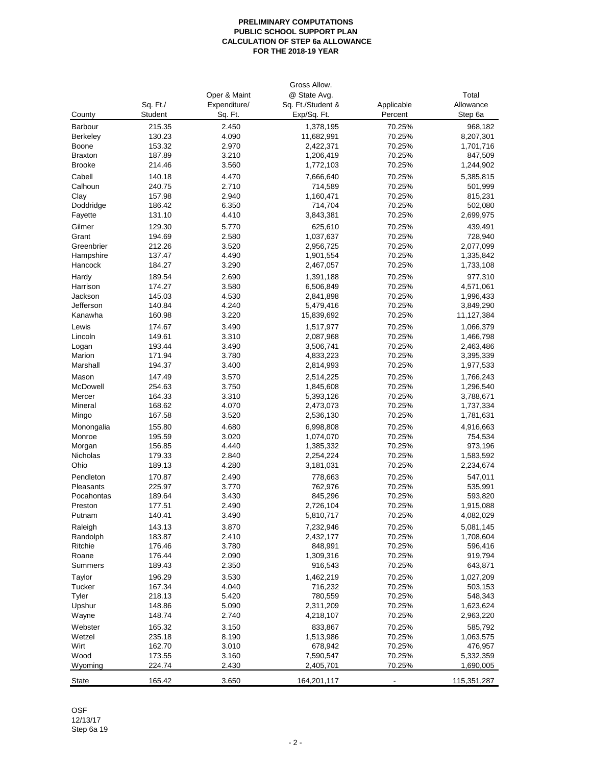**PRELIMINARY COMPUTATIONS**
**PUBLIC SCHOOL SUPPORT PLAN**
**CALCULATION OF STEP 6a ALLOWANCE**
**FOR THE 2018-19 YEAR**

| County | Sq. Ft./ Student | Oper & Maint Expenditure/ Sq. Ft. | Gross Allow. @ State Avg. Sq. Ft./Student & Exp/Sq. Ft. | Applicable Percent | Total Allowance Step 6a |
|---|---|---|---|---|---|
| Barbour | 215.35 | 2.450 | 1,378,195 | 70.25% | 968,182 |
| Berkeley | 130.23 | 4.090 | 11,682,991 | 70.25% | 8,207,301 |
| Boone | 153.32 | 2.970 | 2,422,371 | 70.25% | 1,701,716 |
| Braxton | 187.89 | 3.210 | 1,206,419 | 70.25% | 847,509 |
| Brooke | 214.46 | 3.560 | 1,772,103 | 70.25% | 1,244,902 |
| Cabell | 140.18 | 4.470 | 7,666,640 | 70.25% | 5,385,815 |
| Calhoun | 240.75 | 2.710 | 714,589 | 70.25% | 501,999 |
| Clay | 157.98 | 2.940 | 1,160,471 | 70.25% | 815,231 |
| Doddridge | 186.42 | 6.350 | 714,704 | 70.25% | 502,080 |
| Fayette | 131.10 | 4.410 | 3,843,381 | 70.25% | 2,699,975 |
| Gilmer | 129.30 | 5.770 | 625,610 | 70.25% | 439,491 |
| Grant | 194.69 | 2.580 | 1,037,637 | 70.25% | 728,940 |
| Greenbrier | 212.26 | 3.520 | 2,956,725 | 70.25% | 2,077,099 |
| Hampshire | 137.47 | 4.490 | 1,901,554 | 70.25% | 1,335,842 |
| Hancock | 184.27 | 3.290 | 2,467,057 | 70.25% | 1,733,108 |
| Hardy | 189.54 | 2.690 | 1,391,188 | 70.25% | 977,310 |
| Harrison | 174.27 | 3.580 | 6,506,849 | 70.25% | 4,571,061 |
| Jackson | 145.03 | 4.530 | 2,841,898 | 70.25% | 1,996,433 |
| Jefferson | 140.84 | 4.240 | 5,479,416 | 70.25% | 3,849,290 |
| Kanawha | 160.98 | 3.220 | 15,839,692 | 70.25% | 11,127,384 |
| Lewis | 174.67 | 3.490 | 1,517,977 | 70.25% | 1,066,379 |
| Lincoln | 149.61 | 3.310 | 2,087,968 | 70.25% | 1,466,798 |
| Logan | 193.44 | 3.490 | 3,506,741 | 70.25% | 2,463,486 |
| Marion | 171.94 | 3.780 | 4,833,223 | 70.25% | 3,395,339 |
| Marshall | 194.37 | 3.400 | 2,814,993 | 70.25% | 1,977,533 |
| Mason | 147.49 | 3.570 | 2,514,225 | 70.25% | 1,766,243 |
| McDowell | 254.63 | 3.750 | 1,845,608 | 70.25% | 1,296,540 |
| Mercer | 164.33 | 3.310 | 5,393,126 | 70.25% | 3,788,671 |
| Mineral | 168.62 | 4.070 | 2,473,073 | 70.25% | 1,737,334 |
| Mingo | 167.58 | 3.520 | 2,536,130 | 70.25% | 1,781,631 |
| Monongalia | 155.80 | 4.680 | 6,998,808 | 70.25% | 4,916,663 |
| Monroe | 195.59 | 3.020 | 1,074,070 | 70.25% | 754,534 |
| Morgan | 156.85 | 4.440 | 1,385,332 | 70.25% | 973,196 |
| Nicholas | 179.33 | 2.840 | 2,254,224 | 70.25% | 1,583,592 |
| Ohio | 189.13 | 4.280 | 3,181,031 | 70.25% | 2,234,674 |
| Pendleton | 170.87 | 2.490 | 778,663 | 70.25% | 547,011 |
| Pleasants | 225.97 | 3.770 | 762,976 | 70.25% | 535,991 |
| Pocahontas | 189.64 | 3.430 | 845,296 | 70.25% | 593,820 |
| Preston | 177.51 | 2.490 | 2,726,104 | 70.25% | 1,915,088 |
| Putnam | 140.41 | 3.490 | 5,810,717 | 70.25% | 4,082,029 |
| Raleigh | 143.13 | 3.870 | 7,232,946 | 70.25% | 5,081,145 |
| Randolph | 183.87 | 2.410 | 2,432,177 | 70.25% | 1,708,604 |
| Ritchie | 176.46 | 3.780 | 848,991 | 70.25% | 596,416 |
| Roane | 176.44 | 2.090 | 1,309,316 | 70.25% | 919,794 |
| Summers | 189.43 | 2.350 | 916,543 | 70.25% | 643,871 |
| Taylor | 196.29 | 3.530 | 1,462,219 | 70.25% | 1,027,209 |
| Tucker | 167.34 | 4.040 | 716,232 | 70.25% | 503,153 |
| Tyler | 218.13 | 5.420 | 780,559 | 70.25% | 548,343 |
| Upshur | 148.86 | 5.090 | 2,311,209 | 70.25% | 1,623,624 |
| Wayne | 148.74 | 2.740 | 4,218,107 | 70.25% | 2,963,220 |
| Webster | 165.32 | 3.150 | 833,867 | 70.25% | 585,792 |
| Wetzel | 235.18 | 8.190 | 1,513,986 | 70.25% | 1,063,575 |
| Wirt | 162.70 | 3.010 | 678,942 | 70.25% | 476,957 |
| Wood | 173.55 | 3.160 | 7,590,547 | 70.25% | 5,332,359 |
| Wyoming | 224.74 | 2.430 | 2,405,701 | 70.25% | 1,690,005 |
| State | 165.42 | 3.650 | 164,201,117 | - | 115,351,287 |

OSF
12/13/17
Step 6a 19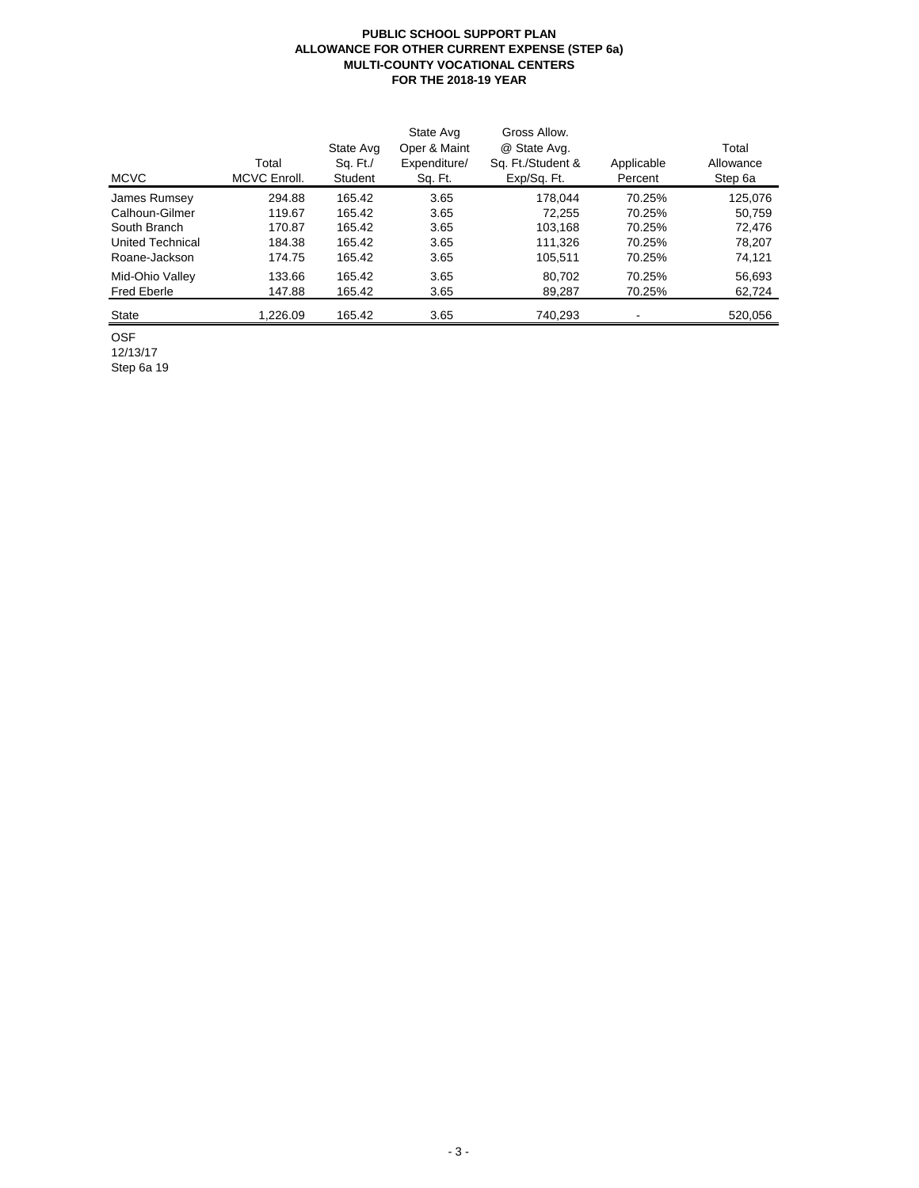**PUBLIC SCHOOL SUPPORT PLAN**
**ALLOWANCE FOR OTHER CURRENT EXPENSE (STEP 6a)**
**MULTI-COUNTY VOCATIONAL CENTERS**
**FOR THE 2018-19 YEAR**

| MCVC | Total MCVC Enroll. | State Avg Sq. Ft./ Student | State Avg Oper & Maint Expenditure/ Sq. Ft. | Gross Allow. @ State Avg. Sq. Ft./Student & Exp/Sq. Ft. | Applicable Percent | Total Allowance Step 6a |
|---|---|---|---|---|---|---|
| James Rumsey | 294.88 | 165.42 | 3.65 | 178,044 | 70.25% | 125,076 |
| Calhoun-Gilmer | 119.67 | 165.42 | 3.65 | 72,255 | 70.25% | 50,759 |
| South Branch | 170.87 | 165.42 | 3.65 | 103,168 | 70.25% | 72,476 |
| United Technical | 184.38 | 165.42 | 3.65 | 111,326 | 70.25% | 78,207 |
| Roane-Jackson | 174.75 | 165.42 | 3.65 | 105,511 | 70.25% | 74,121 |
| Mid-Ohio Valley | 133.66 | 165.42 | 3.65 | 80,702 | 70.25% | 56,693 |
| Fred Eberle | 147.88 | 165.42 | 3.65 | 89,287 | 70.25% | 62,724 |
| State | 1,226.09 | 165.42 | 3.65 | 740,293 | - | 520,056 |

OSF
12/13/17
Step 6a 19